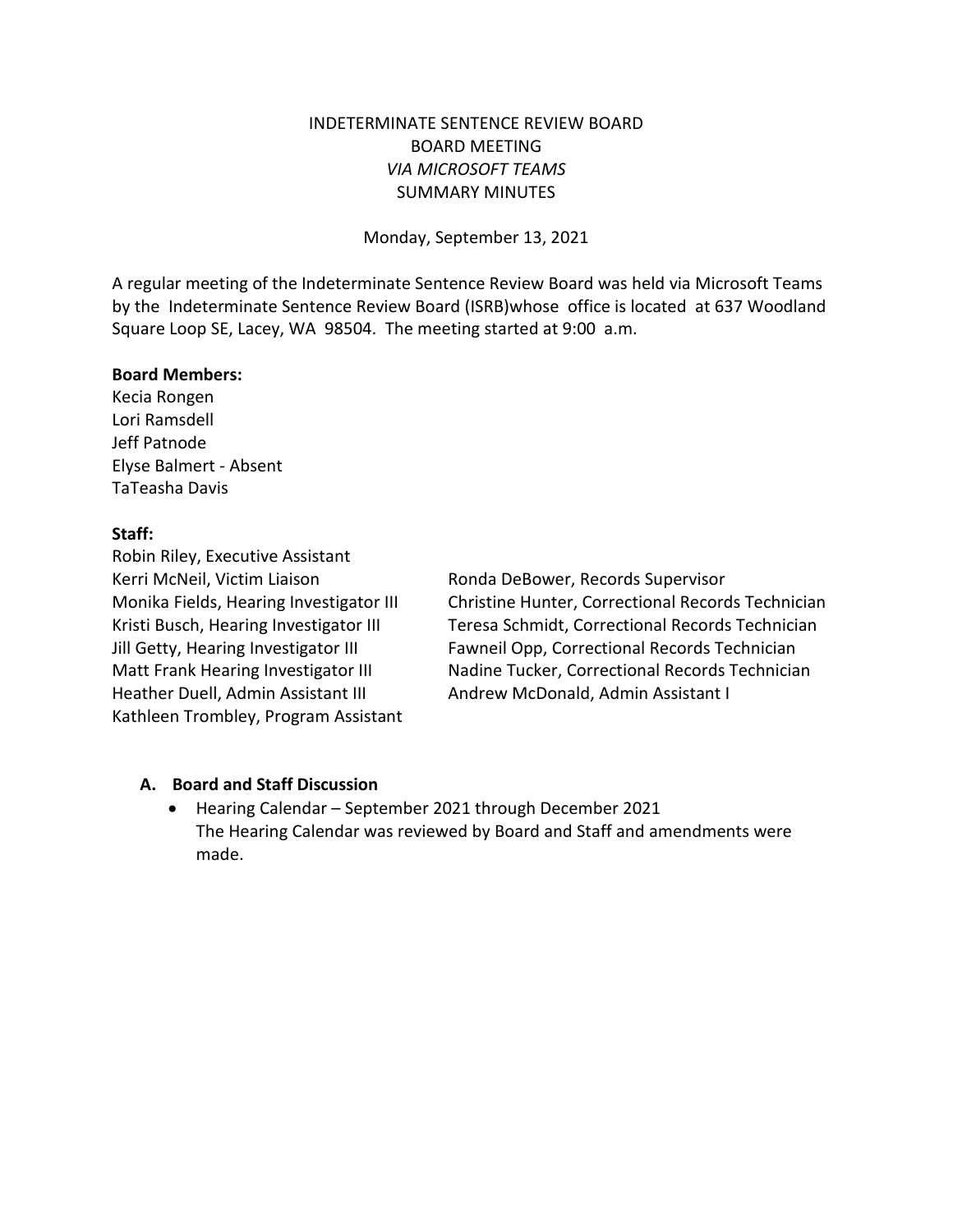# INDETERMINATE SENTENCE REVIEW BOARD
## BOARD MEETING
## *VIA MICROSOFT TEAMS*
## SUMMARY MINUTES

Monday, September 13, 2021

A regular meeting of the Indeterminate Sentence Review Board was held via Microsoft Teams by the Indeterminate Sentence Review Board (ISRB)whose office is located at 637 Woodland Square Loop SE, Lacey, WA 98504. The meeting started at 9:00 a.m.

**Board Members:**

Kecia Rongen
Lori Ramsdell
Jeff Patnode
Elyse Balmert - Absent
TaTeasha Davis

**Staff:**

Robin Riley, Executive Assistant
Kerri McNeil, Victim Liaison
Monika Fields, Hearing Investigator III
Kristi Busch, Hearing Investigator III
Jill Getty, Hearing Investigator III
Matt Frank Hearing Investigator III
Heather Duell, Admin Assistant III
Kathleen Trombley, Program Assistant
Ronda DeBower, Records Supervisor
Christine Hunter, Correctional Records Technician
Teresa Schmidt, Correctional Records Technician
Fawneil Opp, Correctional Records Technician
Nadine Tucker, Correctional Records Technician
Andrew McDonald, Admin Assistant I

### A. Board and Staff Discussion

- Hearing Calendar – September 2021 through December 2021
  The Hearing Calendar was reviewed by Board and Staff and amendments were made.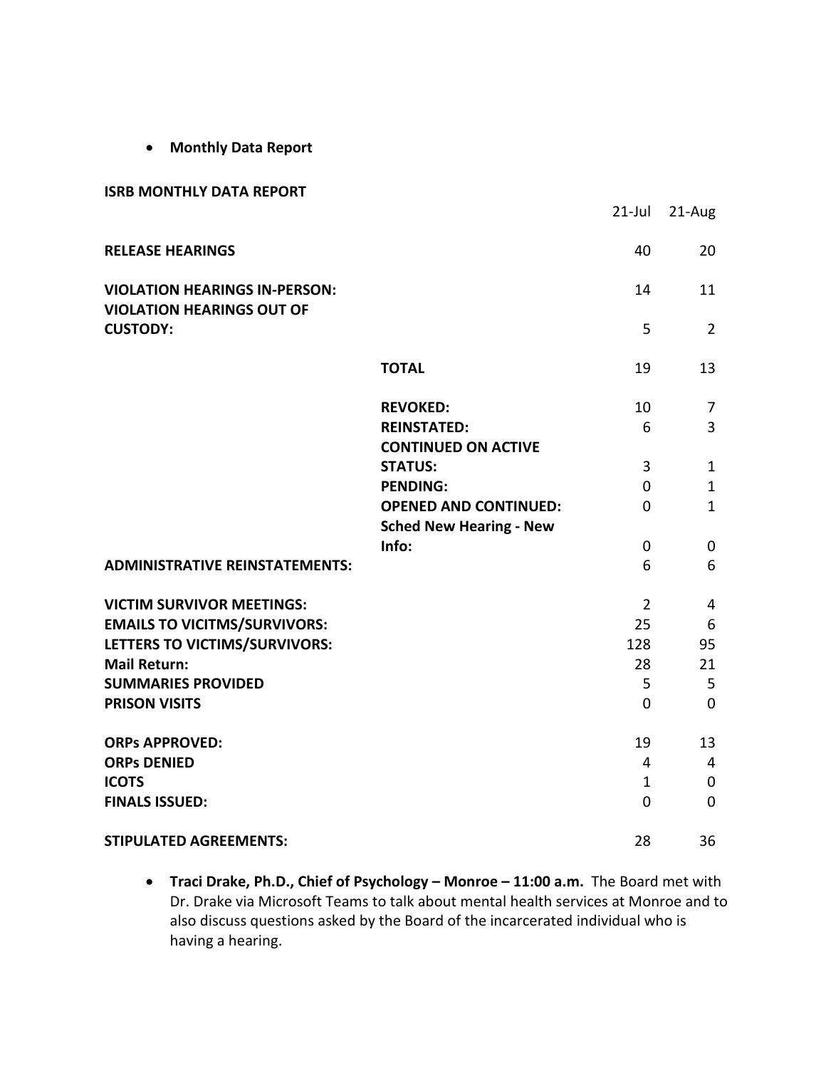- **Monthly Data Report**

**ISRB MONTHLY DATA REPORT**

| | | 21-Jul | 21-Aug |
|---|---|---|---|
| **RELEASE HEARINGS** | | 40 | 20 |
| **VIOLATION HEARINGS IN-PERSON:** | | 14 | 11 |
| **VIOLATION HEARINGS OUT OF CUSTODY:** | | 5 | 2 |
| | **TOTAL** | 19 | 13 |
| | **REVOKED:** | 10 | 7 |
| | **REINSTATED:** | 6 | 3 |
| | **CONTINUED ON ACTIVE STATUS:** | 3 | 1 |
| | **PENDING:** | 0 | 1 |
| | **OPENED AND CONTINUED:** | 0 | 1 |
| | **Sched New Hearing - New Info:** | 0 | 0 |
| **ADMINISTRATIVE REINSTATEMENTS:** | | 6 | 6 |
| **VICTIM SURVIVOR MEETINGS:** | | 2 | 4 |
| **EMAILS TO VICITMS/SURVIVORS:** | | 25 | 6 |
| **LETTERS TO VICTIMS/SURVIVORS:** | | 128 | 95 |
| **Mail Return:** | | 28 | 21 |
| **SUMMARIES PROVIDED** | | 5 | 5 |
| **PRISON VISITS** | | 0 | 0 |
| **ORPs APPROVED:** | | 19 | 13 |
| **ORPs DENIED** | | 4 | 4 |
| **ICOTS** | | 1 | 0 |
| **FINALS ISSUED:** | | 0 | 0 |
| **STIPULATED AGREEMENTS:** | | 28 | 36 |

- **Traci Drake, Ph.D., Chief of Psychology – Monroe – 11:00 a.m.** The Board met with Dr. Drake via Microsoft Teams to talk about mental health services at Monroe and to also discuss questions asked by the Board of the incarcerated individual who is having a hearing.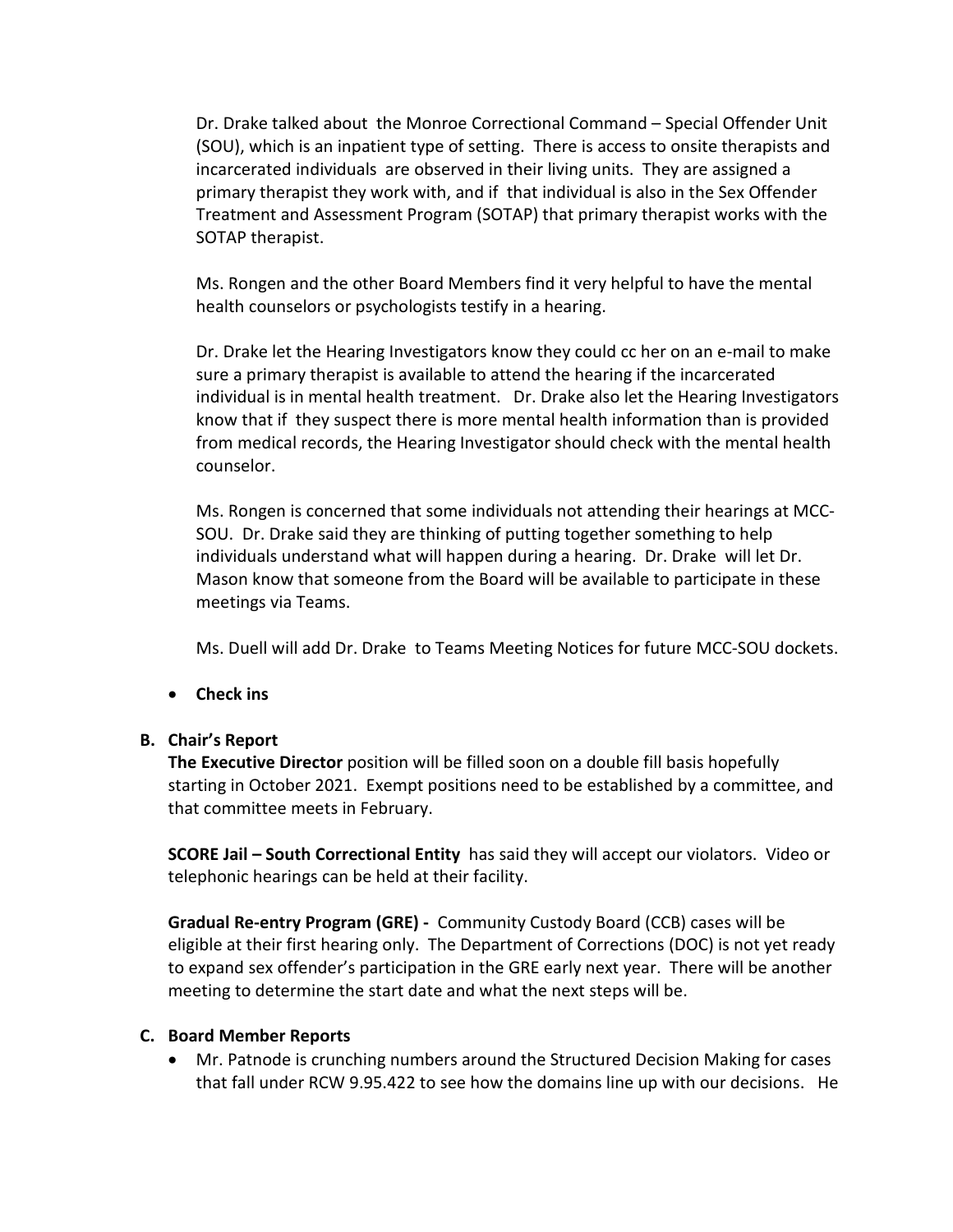Dr. Drake talked about the Monroe Correctional Command – Special Offender Unit (SOU), which is an inpatient type of setting. There is access to onsite therapists and incarcerated individuals are observed in their living units. They are assigned a primary therapist they work with, and if that individual is also in the Sex Offender Treatment and Assessment Program (SOTAP) that primary therapist works with the SOTAP therapist.

Ms. Rongen and the other Board Members find it very helpful to have the mental health counselors or psychologists testify in a hearing.

Dr. Drake let the Hearing Investigators know they could cc her on an e-mail to make sure a primary therapist is available to attend the hearing if the incarcerated individual is in mental health treatment. Dr. Drake also let the Hearing Investigators know that if they suspect there is more mental health information than is provided from medical records, the Hearing Investigator should check with the mental health counselor.

Ms. Rongen is concerned that some individuals not attending their hearings at MCC-SOU. Dr. Drake said they are thinking of putting together something to help individuals understand what will happen during a hearing. Dr. Drake will let Dr. Mason know that someone from the Board will be available to participate in these meetings via Teams.

Ms. Duell will add Dr. Drake to Teams Meeting Notices for future MCC-SOU dockets.

- **Check ins**

**B. Chair's Report**

**The Executive Director** position will be filled soon on a double fill basis hopefully starting in October 2021. Exempt positions need to be established by a committee, and that committee meets in February.

**SCORE Jail – South Correctional Entity** has said they will accept our violators. Video or telephonic hearings can be held at their facility.

**Gradual Re-entry Program (GRE) -** Community Custody Board (CCB) cases will be eligible at their first hearing only. The Department of Corrections (DOC) is not yet ready to expand sex offender's participation in the GRE early next year. There will be another meeting to determine the start date and what the next steps will be.

**C. Board Member Reports**

- Mr. Patnode is crunching numbers around the Structured Decision Making for cases that fall under RCW 9.95.422 to see how the domains line up with our decisions. He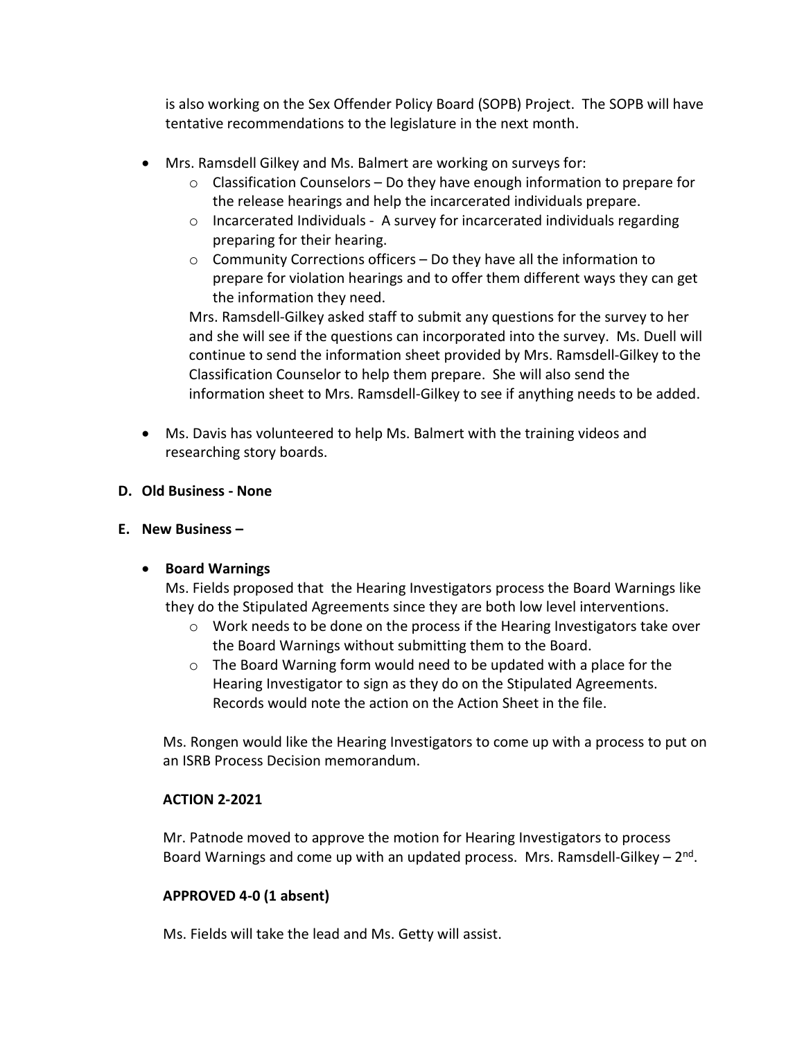is also working on the Sex Offender Policy Board (SOPB) Project. The SOPB will have tentative recommendations to the legislature in the next month.

- Mrs. Ramsdell Gilkey and Ms. Balmert are working on surveys for:
  - Classification Counselors – Do they have enough information to prepare for the release hearings and help the incarcerated individuals prepare.
  - Incarcerated Individuals - A survey for incarcerated individuals regarding preparing for their hearing.
  - Community Corrections officers – Do they have all the information to prepare for violation hearings and to offer them different ways they can get the information they need.

  Mrs. Ramsdell-Gilkey asked staff to submit any questions for the survey to her and she will see if the questions can incorporated into the survey. Ms. Duell will continue to send the information sheet provided by Mrs. Ramsdell-Gilkey to the Classification Counselor to help them prepare. She will also send the information sheet to Mrs. Ramsdell-Gilkey to see if anything needs to be added.

- Ms. Davis has volunteered to help Ms. Balmert with the training videos and researching story boards.

**D. Old Business - None**

**E. New Business –**

- **Board Warnings**

  Ms. Fields proposed that the Hearing Investigators process the Board Warnings like they do the Stipulated Agreements since they are both low level interventions.
  - Work needs to be done on the process if the Hearing Investigators take over the Board Warnings without submitting them to the Board.
  - The Board Warning form would need to be updated with a place for the Hearing Investigator to sign as they do on the Stipulated Agreements. Records would note the action on the Action Sheet in the file.

Ms. Rongen would like the Hearing Investigators to come up with a process to put on an ISRB Process Decision memorandum.

**ACTION 2-2021**

Mr. Patnode moved to approve the motion for Hearing Investigators to process Board Warnings and come up with an updated process. Mrs. Ramsdell-Gilkey – 2nd.

**APPROVED 4-0 (1 absent)**

Ms. Fields will take the lead and Ms. Getty will assist.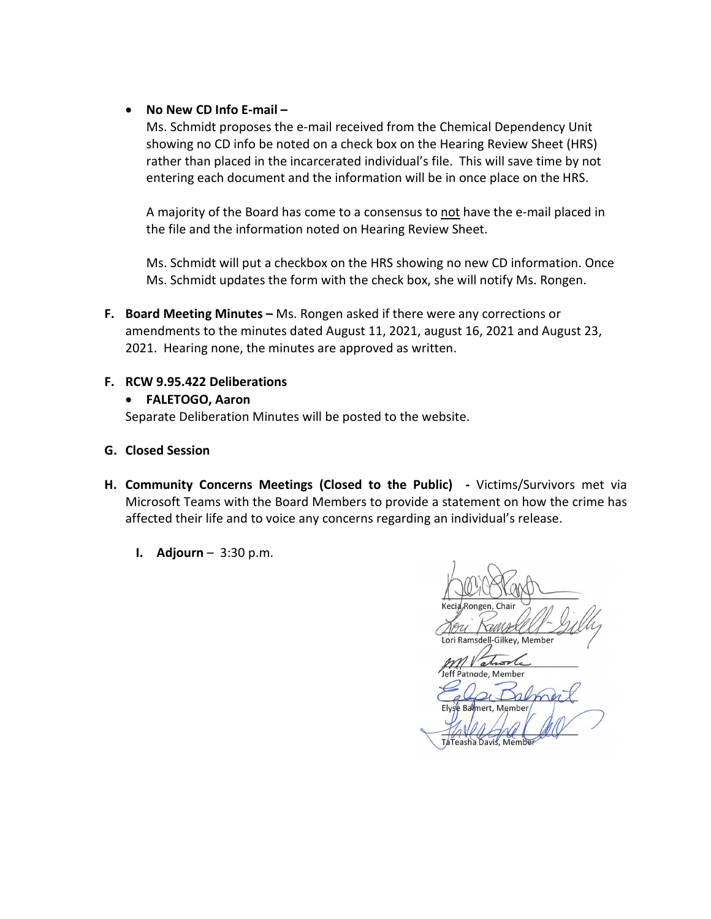- **No New CD Info E-mail –**
  Ms. Schmidt proposes the e-mail received from the Chemical Dependency Unit showing no CD info be noted on a check box on the Hearing Review Sheet (HRS) rather than placed in the incarcerated individual's file. This will save time by not entering each document and the information will be in once place on the HRS.

  A majority of the Board has come to a consensus to <u>not</u> have the e-mail placed in the file and the information noted on Hearing Review Sheet.

  Ms. Schmidt will put a checkbox on the HRS showing no new CD information. Once Ms. Schmidt updates the form with the check box, she will notify Ms. Rongen.

**F. Board Meeting Minutes –** Ms. Rongen asked if there were any corrections or amendments to the minutes dated August 11, 2021, august 16, 2021 and August 23, 2021. Hearing none, the minutes are approved as written.

**F. RCW 9.95.422 Deliberations**

- **FALETOGO, Aaron**

Separate Deliberation Minutes will be posted to the website.

**G. Closed Session**

**H. Community Concerns Meetings (Closed to the Public) -** Victims/Survivors met via Microsoft Teams with the Board Members to provide a statement on how the crime has affected their life and to voice any concerns regarding an individual's release.

**I. Adjourn** – 3:30 p.m.

Kecia Rongen, Chair

Lori Ramsdell-Gilkey, Member

Jeff Patnode, Member

Elyse Balmert, Member

TaTeasha Davis, Member